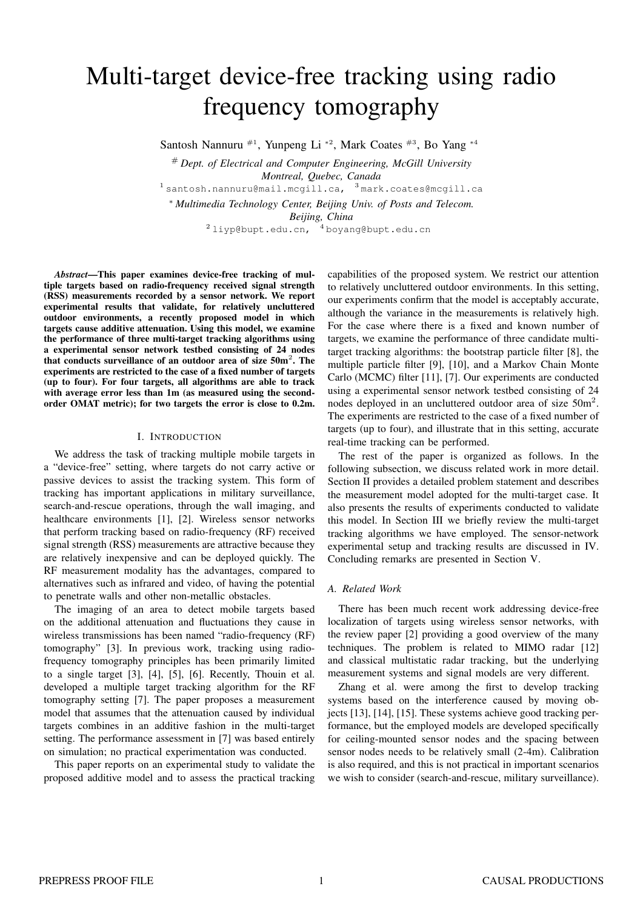# Multi-target device-free tracking using radio frequency tomography

Santosh Nannuru #1, Yunpeng Li *2, Mark Coates #3, Bo Yang *4

# *Dept. of Electrical and Computer Engineering, McGill University*
*Montreal, Quebec, Canada*
1 santosh.nannuru@mail.mcgill.ca, 3 mark.coates@mcgill.ca

* *Multimedia Technology Center, Beijing Univ. of Posts and Telecom.*
*Beijing, China*
2 liyp@bupt.edu.cn, 4 boyang@bupt.edu.cn

***Abstract*—This paper examines device-free tracking of multiple targets based on radio-frequency received signal strength (RSS) measurements recorded by a sensor network. We report experimental results that validate, for relatively uncluttered outdoor environments, a recently proposed model in which targets cause additive attenuation. Using this model, we examine the performance of three multi-target tracking algorithms using a experimental sensor network testbed consisting of 24 nodes that conducts surveillance of an outdoor area of size 50m$^2$. The experiments are restricted to the case of a fixed number of targets (up to four). For four targets, all algorithms are able to track with average error less than 1m (as measured using the second-order OMAT metric); for two targets the error is close to 0.2m.**

## I. Introduction

We address the task of tracking multiple mobile targets in a "device-free" setting, where targets do not carry active or passive devices to assist the tracking system. This form of tracking has important applications in military surveillance, search-and-rescue operations, through the wall imaging, and healthcare environments [1], [2]. Wireless sensor networks that perform tracking based on radio-frequency (RF) received signal strength (RSS) measurements are attractive because they are relatively inexpensive and can be deployed quickly. The RF measurement modality has the advantages, compared to alternatives such as infrared and video, of having the potential to penetrate walls and other non-metallic obstacles.

The imaging of an area to detect mobile targets based on the additional attenuation and fluctuations they cause in wireless transmissions has been named "radio-frequency (RF) tomography" [3]. In previous work, tracking using radio-frequency tomography principles has been primarily limited to a single target [3], [4], [5], [6]. Recently, Thouin et al. developed a multiple target tracking algorithm for the RF tomography setting [7]. The paper proposes a measurement model that assumes that the attenuation caused by individual targets combines in an additive fashion in the multi-target setting. The performance assessment in [7] was based entirely on simulation; no practical experimentation was conducted.

This paper reports on an experimental study to validate the proposed additive model and to assess the practical tracking capabilities of the proposed system. We restrict our attention to relatively uncluttered outdoor environments. In this setting, our experiments confirm that the model is acceptably accurate, although the variance in the measurements is relatively high. For the case where there is a fixed and known number of targets, we examine the performance of three candidate multi-target tracking algorithms: the bootstrap particle filter [8], the multiple particle filter [9], [10], and a Markov Chain Monte Carlo (MCMC) filter [11], [7]. Our experiments are conducted using a experimental sensor network testbed consisting of 24 nodes deployed in an uncluttered outdoor area of size 50m$^2$. The experiments are restricted to the case of a fixed number of targets (up to four), and illustrate that in this setting, accurate real-time tracking can be performed.

The rest of the paper is organized as follows. In the following subsection, we discuss related work in more detail. Section II provides a detailed problem statement and describes the measurement model adopted for the multi-target case. It also presents the results of experiments conducted to validate this model. In Section III we briefly review the multi-target tracking algorithms we have employed. The sensor-network experimental setup and tracking results are discussed in IV. Concluding remarks are presented in Section V.

### A. Related Work

There has been much recent work addressing device-free localization of targets using wireless sensor networks, with the review paper [2] providing a good overview of the many techniques. The problem is related to MIMO radar [12] and classical multistatic radar tracking, but the underlying measurement systems and signal models are very different.

Zhang et al. were among the first to develop tracking systems based on the interference caused by moving objects [13], [14], [15]. These systems achieve good tracking performance, but the employed models are developed specifically for ceiling-mounted sensor nodes and the spacing between sensor nodes needs to be relatively small (2-4m). Calibration is also required, and this is not practical in important scenarios we wish to consider (search-and-rescue, military surveillance).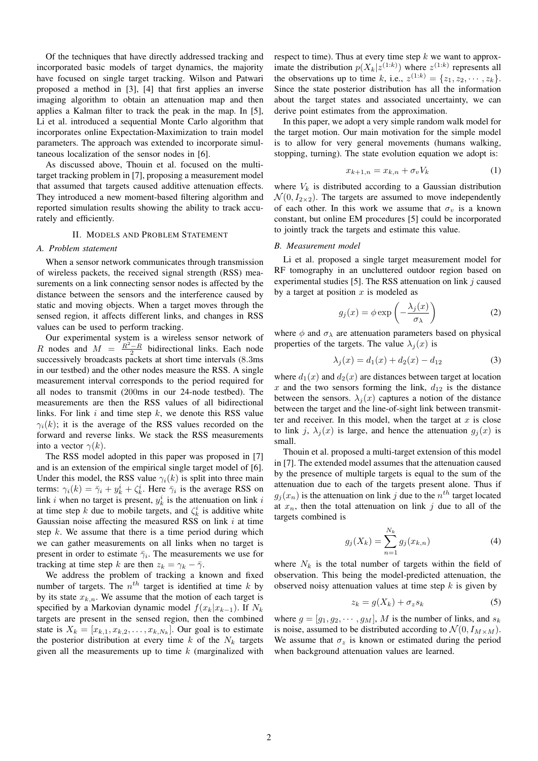Of the techniques that have directly addressed tracking and incorporated basic models of target dynamics, the majority have focused on single target tracking. Wilson and Patwari proposed a method in [3], [4] that first applies an inverse imaging algorithm to obtain an attenuation map and then applies a Kalman filter to track the peak in the map. In [5], Li et al. introduced a sequential Monte Carlo algorithm that incorporates online Expectation-Maximization to train model parameters. The approach was extended to incorporate simultaneous localization of the sensor nodes in [6].

As discussed above, Thouin et al. focused on the multi-target tracking problem in [7], proposing a measurement model that assumed that targets caused additive attenuation effects. They introduced a new moment-based filtering algorithm and reported simulation results showing the ability to track accurately and efficiently.

## II. Models and Problem Statement

### A. Problem statement

When a sensor network communicates through transmission of wireless packets, the received signal strength (RSS) measurements on a link connecting sensor nodes is affected by the distance between the sensors and the interference caused by static and moving objects. When a target moves through the sensed region, it affects different links, and changes in RSS values can be used to perform tracking.

Our experimental system is a wireless sensor network of $R$ nodes and $M = \frac{R^2-R}{2}$ bidirectional links. Each node successively broadcasts packets at short time intervals (8.3ms in our testbed) and the other nodes measure the RSS. A single measurement interval corresponds to the period required for all nodes to transmit (200ms in our 24-node testbed). The measurements are then the RSS values of all bidirectional links. For link $i$ and time step $k$, we denote this RSS value $\gamma_i(k)$; it is the average of the RSS values recorded on the forward and reverse links. We stack the RSS measurements into a vector $\gamma(k)$.

The RSS model adopted in this paper was proposed in [7] and is an extension of the empirical single target model of [6]. Under this model, the RSS value $\gamma_i(k)$ is split into three main terms: $\gamma_i(k) = \bar{\gamma}_i + y_k^i + \zeta_k^i$. Here $\bar{\gamma}_i$ is the average RSS on link $i$ when no target is present, $y_k^i$ is the attenuation on link $i$ at time step $k$ due to mobile targets, and $\zeta_k^i$ is additive white Gaussian noise affecting the measured RSS on link $i$ at time step $k$. We assume that there is a time period during which we can gather measurements on all links when no target is present in order to estimate $\bar{\gamma}_i$. The measurements we use for tracking at time step $k$ are then $z_k = \gamma_k - \bar{\gamma}$.

We address the problem of tracking a known and fixed number of targets. The $n^{th}$ target is identified at time $k$ by by its state $x_{k,n}$. We assume that the motion of each target is specified by a Markovian dynamic model $f(x_k|x_{k-1})$. If $N_k$ targets are present in the sensed region, then the combined state is $X_k = [x_{k,1}, x_{k,2}, \ldots, x_{k,N_k}]$. Our goal is to estimate the posterior distribution at every time $k$ of the $N_k$ targets given all the measurements up to time $k$ (marginalized with respect to time). Thus at every time step $k$ we want to approximate the distribution $p(X_k|z^{(1:k)})$ where $z^{(1:k)}$ represents all the observations up to time $k$, i.e., $z^{(1:k)} = \{z_1, z_2, \cdots, z_k\}$. Since the state posterior distribution has all the information about the target states and associated uncertainty, we can derive point estimates from the approximation.

In this paper, we adopt a very simple random walk model for the target motion. Our main motivation for the simple model is to allow for very general movements (humans walking, stopping, turning). The state evolution equation we adopt is:

$$x_{k+1,n} = x_{k,n} + \sigma_v V_k \tag{1}$$

where $V_k$ is distributed according to a Gaussian distribution $\mathcal{N}(0, I_{2\times 2})$. The targets are assumed to move independently of each other. In this work we assume that $\sigma_v$ is a known constant, but online EM procedures [5] could be incorporated to jointly track the targets and estimate this value.

### B. Measurement model

Li et al. proposed a single target measurement model for RF tomography in an uncluttered outdoor region based on experimental studies [5]. The RSS attenuation on link $j$ caused by a target at position $x$ is modeled as

$$g_j(x) = \phi \exp\left(-\frac{\lambda_j(x)}{\sigma_\lambda}\right) \tag{2}$$

where $\phi$ and $\sigma_\lambda$ are attenuation parameters based on physical properties of the targets. The value $\lambda_j(x)$ is

$$\lambda_j(x) = d_1(x) + d_2(x) - d_{12} \tag{3}$$

where $d_1(x)$ and $d_2(x)$ are distances between target at location $x$ and the two sensors forming the link, $d_{12}$ is the distance between the sensors. $\lambda_j(x)$ captures a notion of the distance between the target and the line-of-sight link between transmitter and receiver. In this model, when the target at $x$ is close to link $j$, $\lambda_j(x)$ is large, and hence the attenuation $g_j(x)$ is small.

Thouin et al. proposed a multi-target extension of this model in [7]. The extended model assumes that the attenuation caused by the presence of multiple targets is equal to the sum of the attenuation due to each of the targets present alone. Thus if $g_j(x_n)$ is the attenuation on link $j$ due to the $n^{th}$ target located at $x_n$, then the total attenuation on link $j$ due to all of the targets combined is

$$g_j(X_k) = \sum_{n=1}^{N_k} g_j(x_{k,n}) \tag{4}$$

where $N_k$ is the total number of targets within the field of observation. This being the model-predicted attenuation, the observed noisy attenuation values at time step $k$ is given by

$$z_k = g(X_k) + \sigma_z s_k \tag{5}$$

where $g = [g_1, g_2, \cdots, g_M]$, $M$ is the number of links, and $s_k$ is noise, assumed to be distributed according to $\mathcal{N}(0, I_{M\times M})$. We assume that $\sigma_z$ is known or estimated during the period when background attenuation values are learned.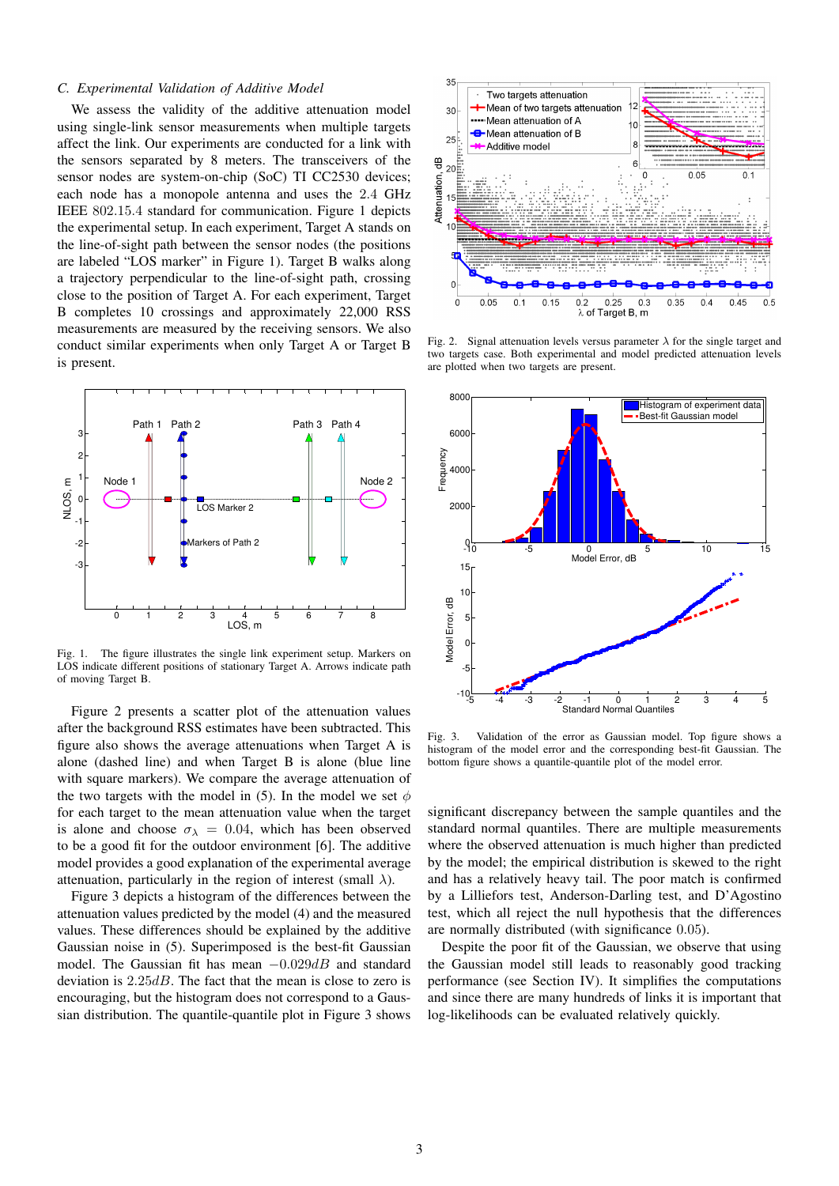### C. Experimental Validation of Additive Model

We assess the validity of the additive attenuation model using single-link sensor measurements when multiple targets affect the link. Our experiments are conducted for a link with the sensors separated by 8 meters. The transceivers of the sensor nodes are system-on-chip (SoC) TI CC2530 devices; each node has a monopole antenna and uses the 2.4 GHz IEEE 802.15.4 standard for communication. Figure 1 depicts the experimental setup. In each experiment, Target A stands on the line-of-sight path between the sensor nodes (the positions are labeled "LOS marker" in Figure 1). Target B walks along a trajectory perpendicular to the line-of-sight path, crossing close to the position of Target A. For each experiment, Target B completes 10 crossings and approximately 22,000 RSS measurements are measured by the receiving sensors. We also conduct similar experiments when only Target A or Target B is present.

Fig. 1. The figure illustrates the single link experiment setup. Markers on LOS indicate different positions of stationary Target A. Arrows indicate path of moving Target B.

Figure 2 presents a scatter plot of the attenuation values after the background RSS estimates have been subtracted. This figure also shows the average attenuations when Target A is alone (dashed line) and when Target B is alone (blue line with square markers). We compare the average attenuation of the two targets with the model in (5). In the model we set $\phi$ for each target to the mean attenuation value when the target is alone and choose $\sigma_\lambda = 0.04$, which has been observed to be a good fit for the outdoor environment [6]. The additive model provides a good explanation of the experimental average attenuation, particularly in the region of interest (small $\lambda$).

Figure 3 depicts a histogram of the differences between the attenuation values predicted by the model (4) and the measured values. These differences should be explained by the additive Gaussian noise in (5). Superimposed is the best-fit Gaussian model. The Gaussian fit has mean $-0.029dB$ and standard deviation is $2.25dB$. The fact that the mean is close to zero is encouraging, but the histogram does not correspond to a Gaussian distribution. The quantile-quantile plot in Figure 3 shows significant discrepancy between the sample quantiles and the standard normal quantiles. There are multiple measurements where the observed attenuation is much higher than predicted by the model; the empirical distribution is skewed to the right and has a relatively heavy tail. The poor match is confirmed by a Lilliefors test, Anderson-Darling test, and D'Agostino test, which all reject the null hypothesis that the differences are normally distributed (with significance 0.05).

Fig. 2. Signal attenuation levels versus parameter $\lambda$ for the single target and two targets case. Both experimental and model predicted attenuation levels are plotted when two targets are present.

Fig. 3. Validation of the error as Gaussian model. Top figure shows a histogram of the model error and the corresponding best-fit Gaussian. The bottom figure shows a quantile-quantile plot of the model error.

Despite the poor fit of the Gaussian, we observe that using the Gaussian model still leads to reasonably good tracking performance (see Section IV). It simplifies the computations and since there are many hundreds of links it is important that log-likelihoods can be evaluated relatively quickly.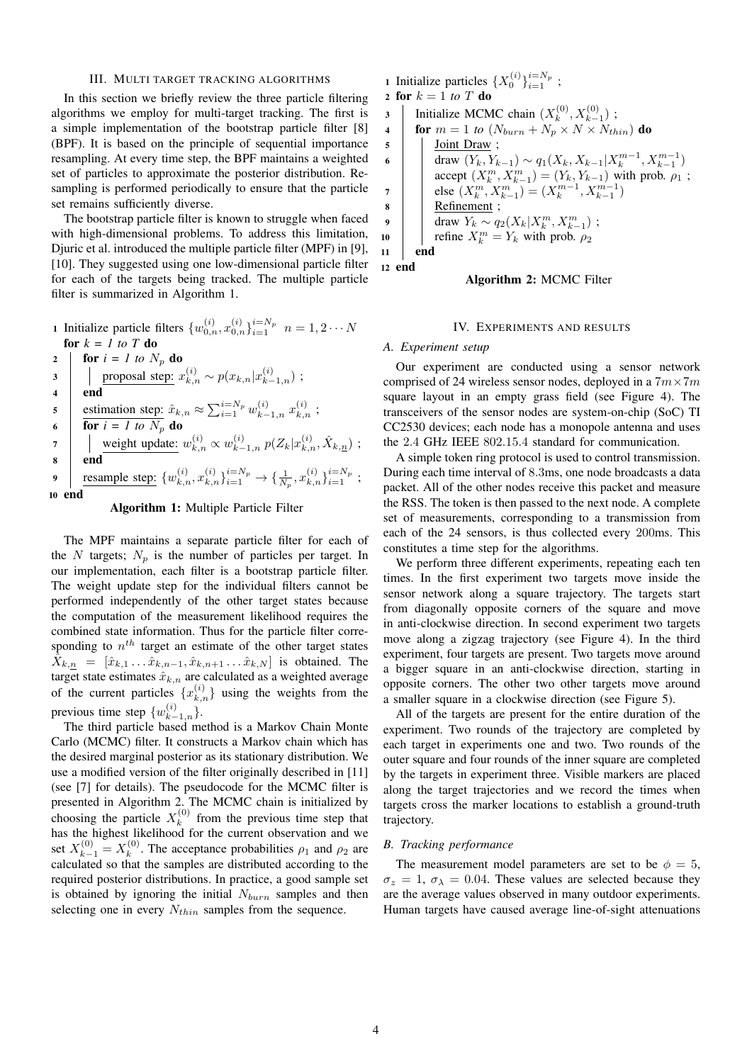## III. Multi target tracking algorithms

In this section we briefly review the three particle filtering algorithms we employ for multi-target tracking. The first is a simple implementation of the bootstrap particle filter [8] (BPF). It is based on the principle of sequential importance resampling. At every time step, the BPF maintains a weighted set of particles to approximate the posterior distribution. Resampling is performed periodically to ensure that the particle set remains sufficiently diverse.

The bootstrap particle filter is known to struggle when faced with high-dimensional problems. To address this limitation, Djuric et al. introduced the multiple particle filter (MPF) in [9], [10]. They suggested using one low-dimensional particle filter for each of the targets being tracked. The multiple particle filter is summarized in Algorithm 1.

```
1  Initialize particle filters {w_{0,n}^{(i)}, x_{0,n}^{(i)}}_{i=1}^{i=N_p}   n = 1,2···N
   for k = 1 to T do
2      for i = 1 to N_p do
3          proposal step: x_{k,n}^{(i)} ~ p(x_{k,n} | x_{k-1,n}^{(i)}) ;
4      end
5      estimation step: x̂_{k,n} ≈ Σ_{i=1}^{i=N_p} w_{k-1,n}^{(i)} x_{k,n}^{(i)} ;
6      for i = 1 to N_p do
7          weight update: w_{k,n}^{(i)} ∝ w_{k-1,n}^{(i)} p(Z_k | x_{k,n}^{(i)}, X̂_{k,n̲}) ;
8      end
9      resample step: {w_{k,n}^{(i)}, x_{k,n}^{(i)}}_{i=1}^{i=N_p} → {1/N_p, x_{k,n}^{(i)}}_{i=1}^{i=N_p} ;
10 end
```

**Algorithm 1:** Multiple Particle Filter

The MPF maintains a separate particle filter for each of the $N$ targets; $N_p$ is the number of particles per target. In our implementation, each filter is a bootstrap particle filter. The weight update step for the individual filters cannot be performed independently of the other target states because the computation of the measurement likelihood requires the combined state information. Thus for the particle filter corresponding to $n^{th}$ target an estimate of the other target states $\hat{X}_{k,\underline{n}} = [\hat{x}_{k,1} \dots \hat{x}_{k,n-1}, \hat{x}_{k,n+1} \dots \hat{x}_{k,N}]$ is obtained. The target state estimates $\hat{x}_{k,n}$ are calculated as a weighted average of the current particles $\{x_{k,n}^{(i)}\}$ using the weights from the previous time step $\{w_{k-1,n}^{(i)}\}$.

The third particle based method is a Markov Chain Monte Carlo (MCMC) filter. It constructs a Markov chain which has the desired marginal posterior as its stationary distribution. We use a modified version of the filter originally described in [11] (see [7] for details). The pseudocode for the MCMC filter is presented in Algorithm 2. The MCMC chain is initialized by choosing the particle $X_k^{(0)}$ from the previous time step that has the highest likelihood for the current observation and we set $X_{k-1}^{(0)} = X_k^{(0)}$. The acceptance probabilities $\rho_1$ and $\rho_2$ are calculated so that the samples are distributed according to the required posterior distributions. In practice, a good sample set is obtained by ignoring the initial $N_{burn}$ samples and then selecting one in every $N_{thin}$ samples from the sequence.

```
1  Initialize particles {X_0^{(i)}}_{i=1}^{i=N_p} ;
2  for k = 1 to T do
3      Initialize MCMC chain (X_k^{(0)}, X_{k-1}^{(0)}) ;
4      for m = 1 to (N_burn + N_p × N × N_thin) do
5          Joint Draw ;
6          draw (Y_k, Y_{k-1}) ~ q_1(X_k, X_{k-1} | X_k^{m-1}, X_{k-1}^{m-1})
           accept (X_k^m, X_{k-1}^m) = (Y_k, Y_{k-1}) with prob. ρ_1 ;
7          else (X_k^m, X_{k-1}^m) = (X_k^{m-1}, X_{k-1}^{m-1})
8          Refinement ;
9          draw Y_k ~ q_2(X_k | X_k^m, X_{k-1}^m) ;
10         refine X_k^m = Y_k with prob. ρ_2
11     end
12 end
```

**Algorithm 2:** MCMC Filter

## IV. Experiments and results

### A. Experiment setup

Our experiment are conducted using a sensor network comprised of 24 wireless sensor nodes, deployed in a $7m \times 7m$ square layout in an empty grass field (see Figure 4). The transceivers of the sensor nodes are system-on-chip (SoC) TI CC2530 devices; each node has a monopole antenna and uses the 2.4 GHz IEEE 802.15.4 standard for communication.

A simple token ring protocol is used to control transmission. During each time interval of 8.3ms, one node broadcasts a data packet. All of the other nodes receive this packet and measure the RSS. The token is then passed to the next node. A complete set of measurements, corresponding to a transmission from each of the 24 sensors, is thus collected every 200ms. This constitutes a time step for the algorithms.

We perform three different experiments, repeating each ten times. In the first experiment two targets move inside the sensor network along a square trajectory. The targets start from diagonally opposite corners of the square and move in anti-clockwise direction. In second experiment two targets move along a zigzag trajectory (see Figure 4). In the third experiment, four targets are present. Two targets move around a bigger square in an anti-clockwise direction, starting in opposite corners. The other two other targets move around a smaller square in a clockwise direction (see Figure 5).

All of the targets are present for the entire duration of the experiment. Two rounds of the trajectory are completed by each target in experiments one and two. Two rounds of the outer square and four rounds of the inner square are completed by the targets in experiment three. Visible markers are placed along the target trajectories and we record the times when targets cross the marker locations to establish a ground-truth trajectory.

### B. Tracking performance

The measurement model parameters are set to be $\phi = 5$, $\sigma_z = 1$, $\sigma_\lambda = 0.04$. These values are selected because they are the average values observed in many outdoor experiments. Human targets have caused average line-of-sight attenuations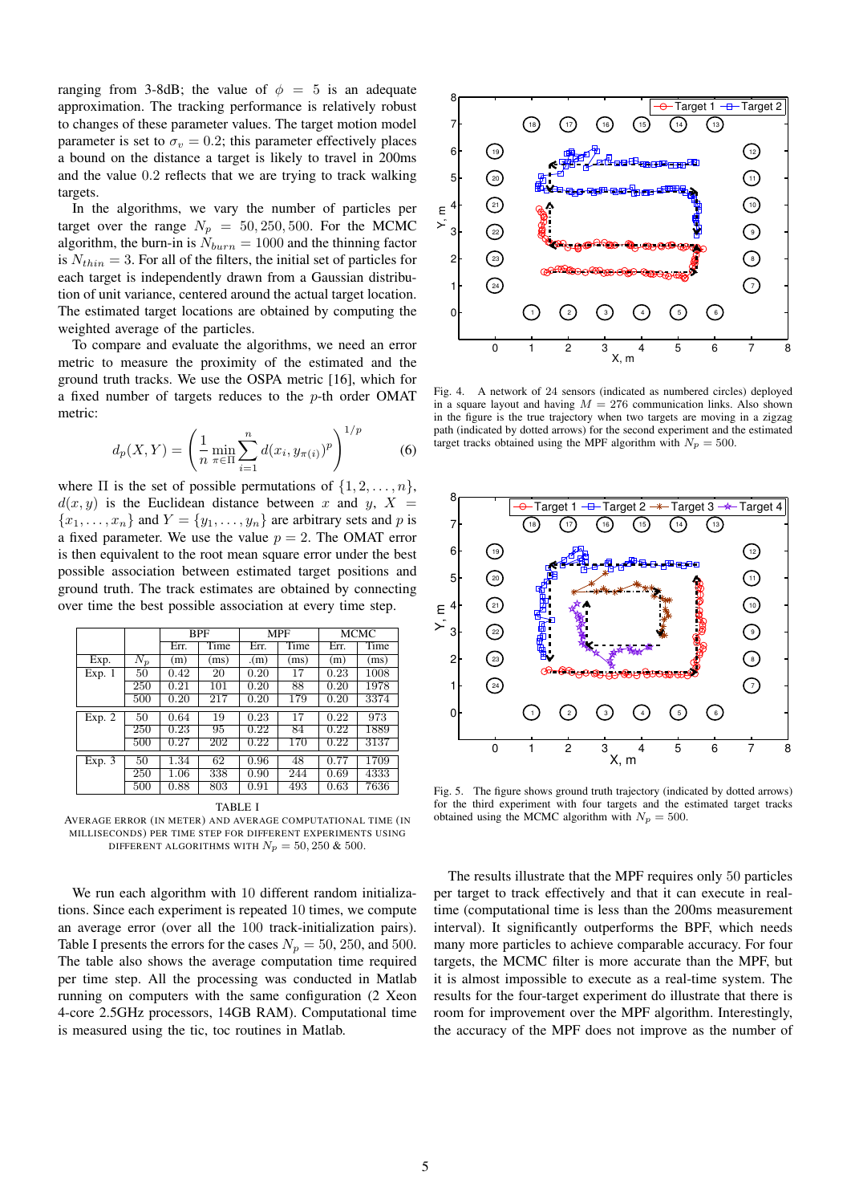ranging from 3-8dB; the value of $\phi = 5$ is an adequate approximation. The tracking performance is relatively robust to changes of these parameter values. The target motion model parameter is set to $\sigma_v = 0.2$; this parameter effectively places a bound on the distance a target is likely to travel in 200ms and the value 0.2 reflects that we are trying to track walking targets.

In the algorithms, we vary the number of particles per target over the range $N_p = 50, 250, 500$. For the MCMC algorithm, the burn-in is $N_{burn} = 1000$ and the thinning factor is $N_{thin} = 3$. For all of the filters, the initial set of particles for each target is independently drawn from a Gaussian distribution of unit variance, centered around the actual target location. The estimated target locations are obtained by computing the weighted average of the particles.

To compare and evaluate the algorithms, we need an error metric to measure the proximity of the estimated and the ground truth tracks. We use the OSPA metric [16], which for a fixed number of targets reduces to the $p$-th order OMAT metric:

$$d_p(X, Y) = \left( \frac{1}{n} \min_{\pi \in \Pi} \sum_{i=1}^{n} d(x_i, y_{\pi(i)})^p \right)^{1/p} \tag{6}$$

where $\Pi$ is the set of possible permutations of $\{1, 2, \ldots, n\}$, $d(x, y)$ is the Euclidean distance between $x$ and $y$, $X = \{x_1, \ldots, x_n\}$ and $Y = \{y_1, \ldots, y_n\}$ are arbitrary sets and $p$ is a fixed parameter. We use the value $p = 2$. The OMAT error is then equivalent to the root mean square error under the best possible association between estimated target positions and ground truth. The track estimates are obtained by connecting over time the best possible association at every time step.

| | | BPF | | MPF | | MCMC | |
|---|---|---|---|---|---|---|---|
| | | Err. | Time | Err. | Time | Err. | Time |
| Exp. | $N_p$ | (m) | (ms) | .(m) | (ms) | (m) | (ms) |
| Exp. 1 | 50 | 0.42 | 20 | 0.20 | 17 | 0.23 | 1008 |
| | 250 | 0.21 | 101 | 0.20 | 88 | 0.20 | 1978 |
| | 500 | 0.20 | 217 | 0.20 | 179 | 0.20 | 3374 |
| Exp. 2 | 50 | 0.64 | 19 | 0.23 | 17 | 0.22 | 973 |
| | 250 | 0.23 | 95 | 0.22 | 84 | 0.22 | 1889 |
| | 500 | 0.27 | 202 | 0.22 | 170 | 0.22 | 3137 |
| Exp. 3 | 50 | 1.34 | 62 | 0.96 | 48 | 0.77 | 1709 |
| | 250 | 1.06 | 338 | 0.90 | 244 | 0.69 | 4333 |
| | 500 | 0.88 | 803 | 0.91 | 493 | 0.63 | 7636 |

TABLE I
AVERAGE ERROR (IN METER) AND AVERAGE COMPUTATIONAL TIME (IN MILLISECONDS) PER TIME STEP FOR DIFFERENT EXPERIMENTS USING DIFFERENT ALGORITHMS WITH $N_p = 50, 250$ & $500$.

We run each algorithm with 10 different random initializations. Since each experiment is repeated 10 times, we compute an average error (over all the 100 track-initialization pairs). Table I presents the errors for the cases $N_p = 50, 250$, and $500$. The table also shows the average computation time required per time step. All the processing was conducted in Matlab running on computers with the same configuration (2 Xeon 4-core 2.5GHz processors, 14GB RAM). Computational time is measured using the tic, toc routines in Matlab.

Fig. 4. A network of 24 sensors (indicated as numbered circles) deployed in a square layout and having $M = 276$ communication links. Also shown in the figure is the true trajectory when two targets are moving in a zigzag path (indicated by dotted arrows) for the second experiment and the estimated target tracks obtained using the MPF algorithm with $N_p = 500$.

Fig. 5. The figure shows ground truth trajectory (indicated by dotted arrows) for the third experiment with four targets and the estimated target tracks obtained using the MCMC algorithm with $N_p = 500$.

The results illustrate that the MPF requires only 50 particles per target to track effectively and that it can execute in real-time (computational time is less than the 200ms measurement interval). It significantly outperforms the BPF, which needs many more particles to achieve comparable accuracy. For four targets, the MCMC filter is more accurate than the MPF, but it is almost impossible to execute as a real-time system. The results for the four-target experiment do illustrate that there is room for improvement over the MPF algorithm. Interestingly, the accuracy of the MPF does not improve as the number of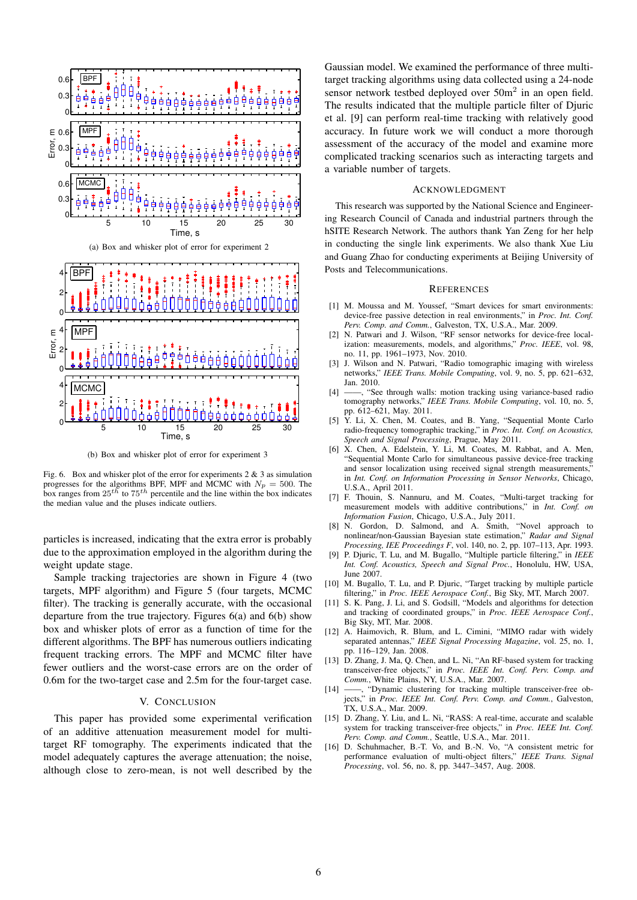BPF
0.6
0.3
0
MPF
0.6
0.3
0
MCMC
0.6
0.3
0
Error, m
5 10 15 20 25 30
Time, s

(a) Box and whisker plot of error for experiment 2

BPF
4
2
0
MPF
4
2
0
MCMC
4
2
0
Error, m
5 10 15 20 25 30
Time, s

(b) Box and whisker plot of error for experiment 3

Fig. 6. Box and whisker plot of the error for experiments 2 & 3 as simulation progresses for the algorithms BPF, MPF and MCMC with $N_p = 500$. The box ranges from $25^{th}$ to $75^{th}$ percentile and the line within the box indicates the median value and the pluses indicate outliers.

particles is increased, indicating that the extra error is probably due to the approximation employed in the algorithm during the weight update stage.

Sample tracking trajectories are shown in Figure 4 (two targets, MPF algorithm) and Figure 5 (four targets, MCMC filter). The tracking is generally accurate, with the occasional departure from the true trajectory. Figures 6(a) and 6(b) show box and whisker plots of error as a function of time for the different algorithms. The BPF has numerous outliers indicating frequent tracking errors. The MPF and MCMC filter have fewer outliers and the worst-case errors are on the order of 0.6m for the two-target case and 2.5m for the four-target case.

## V. Conclusion

This paper has provided some experimental verification of an additive attenuation measurement model for multi-target RF tomography. The experiments indicated that the model adequately captures the average attenuation; the noise, although close to zero-mean, is not well described by the Gaussian model. We examined the performance of three multi-target tracking algorithms using data collected using a 24-node sensor network testbed deployed over 50m$^2$ in an open field. The results indicated that the multiple particle filter of Djuric et al. [9] can perform real-time tracking with relatively good accuracy. In future work we will conduct a more thorough assessment of the accuracy of the model and examine more complicated tracking scenarios such as interacting targets and a variable number of targets.

## Acknowledgment

This research was supported by the National Science and Engineering Research Council of Canada and industrial partners through the hSITE Research Network. The authors thank Yan Zeng for her help in conducting the single link experiments. We also thank Xue Liu and Guang Zhao for conducting experiments at Beijing University of Posts and Telecommunications.

## References

[1] M. Moussa and M. Youssef, "Smart devices for smart environments: device-free passive detection in real environments," in *Proc. Int. Conf. Perv. Comp. and Comm.*, Galveston, TX, U.S.A., Mar. 2009.

[2] N. Patwari and J. Wilson, "RF sensor networks for device-free localization: measurements, models, and algorithms," *Proc. IEEE*, vol. 98, no. 11, pp. 1961–1973, Nov. 2010.

[3] J. Wilson and N. Patwari, "Radio tomographic imaging with wireless networks," *IEEE Trans. Mobile Computing*, vol. 9, no. 5, pp. 621–632, Jan. 2010.

[4] ——, "See through walls: motion tracking using variance-based radio tomography networks," *IEEE Trans. Mobile Computing*, vol. 10, no. 5, pp. 612–621, May. 2011.

[5] Y. Li, X. Chen, M. Coates, and B. Yang, "Sequential Monte Carlo radio-frequency tomographic tracking," in *Proc. Int. Conf. on Acoustics, Speech and Signal Processing*, Prague, May 2011.

[6] X. Chen, A. Edelstein, Y. Li, M. Coates, M. Rabbat, and A. Men, "Sequential Monte Carlo for simultaneous passive device-free tracking and sensor localization using received signal strength measurements," in *Int. Conf. on Information Processing in Sensor Networks*, Chicago, U.S.A., April 2011.

[7] F. Thouin, S. Nannuru, and M. Coates, "Multi-target tracking for measurement models with additive contributions," in *Int. Conf. on Information Fusion*, Chicago, U.S.A., July 2011.

[8] N. Gordon, D. Salmond, and A. Smith, "Novel approach to nonlinear/non-Gaussian Bayesian state estimation," *Radar and Signal Processing, IEE Proceedings F*, vol. 140, no. 2, pp. 107–113, Apr. 1993.

[9] P. Djuric, T. Lu, and M. Bugallo, "Multiple particle filtering," in *IEEE Int. Conf. Acoustics, Speech and Signal Proc.*, Honolulu, HW, USA, June 2007.

[10] M. Bugallo, T. Lu, and P. Djuric, "Target tracking by multiple particle filtering," in *Proc. IEEE Aerospace Conf.*, Big Sky, MT, March 2007.

[11] S. K. Pang, J. Li, and S. Godsill, "Models and algorithms for detection and tracking of coordinated groups," in *Proc. IEEE Aerospace Conf.*, Big Sky, MT, Mar. 2008.

[12] A. Haimovich, R. Blum, and L. Cimini, "MIMO radar with widely separated antennas," *IEEE Signal Processing Magazine*, vol. 25, no. 1, pp. 116–129, Jan. 2008.

[13] D. Zhang, J. Ma, Q. Chen, and L. Ni, "An RF-based system for tracking transceiver-free objects," in *Proc. IEEE Int. Conf. Perv. Comp. and Comm.*, White Plains, NY, U.S.A., Mar. 2007.

[14] ——, "Dynamic clustering for tracking multiple transceiver-free objects," in *Proc. IEEE Int. Conf. Perv. Comp. and Comm.*, Galveston, TX, U.S.A., Mar. 2009.

[15] D. Zhang, Y. Liu, and L. Ni, "RASS: A real-time, accurate and scalable system for tracking transceiver-free objects," in *Proc. IEEE Int. Conf. Perv. Comp. and Comm.*, Seattle, U.S.A., Mar. 2011.

[16] D. Schuhmacher, B.-T. Vo, and B.-N. Vo, "A consistent metric for performance evaluation of multi-object filters," *IEEE Trans. Signal Processing*, vol. 56, no. 8, pp. 3447–3457, Aug. 2008.